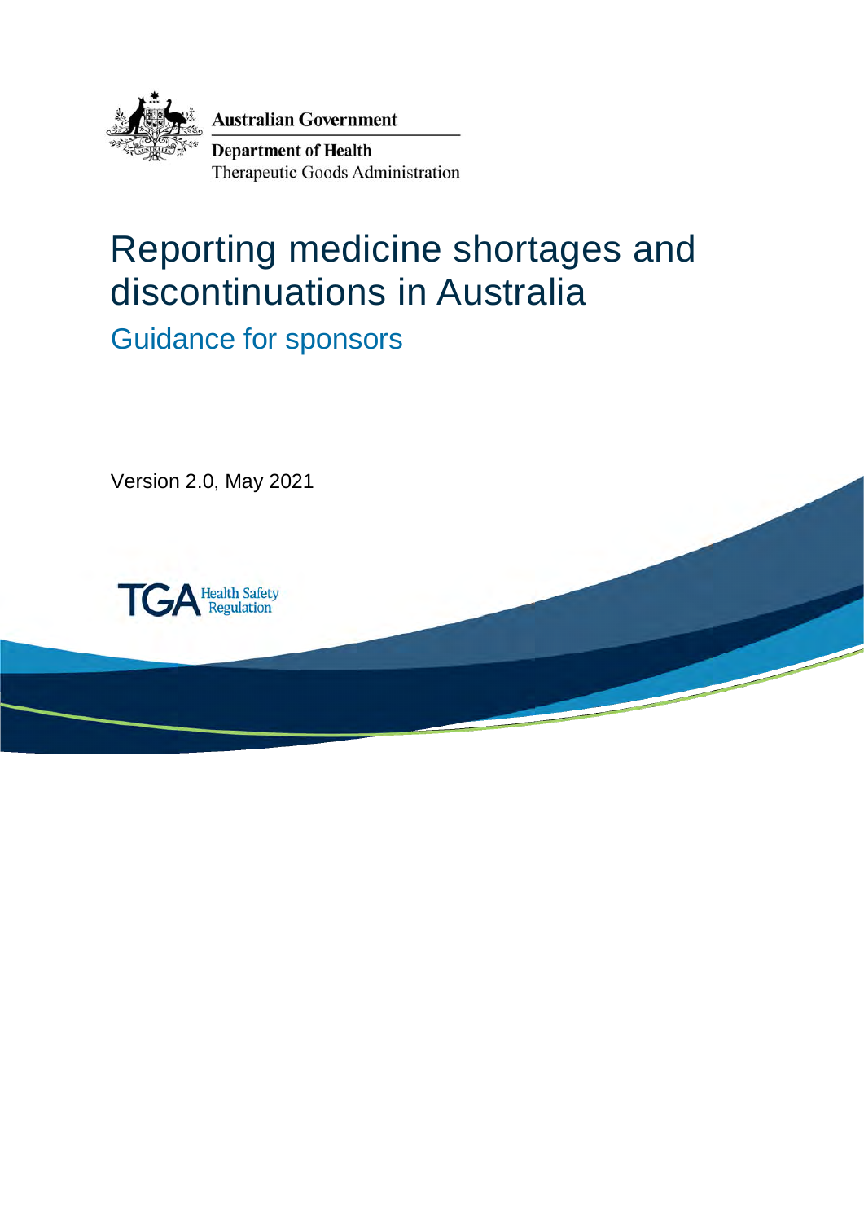Australian Government

Department of Health

Therapeutic Goods Administration

# Reporting medicine shortages and discontinuations in Australia

## Guidance for sponsors

Version 2.0, May 2021

TGA Health Safety Regulation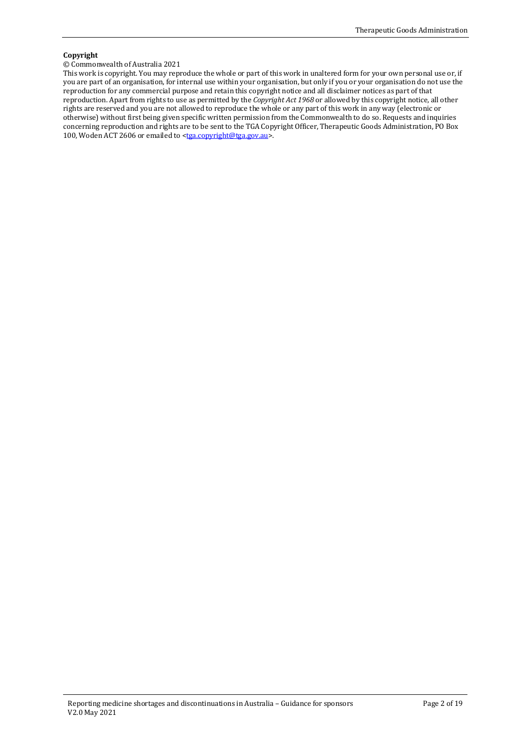**Copyright**

© Commonwealth of Australia 2021

This work is copyright. You may reproduce the whole or part of this work in unaltered form for your own personal use or, if you are part of an organisation, for internal use within your organisation, but only if you or your organisation do not use the reproduction for any commercial purpose and retain this copyright notice and all disclaimer notices as part of that reproduction. Apart from rights to use as permitted by the *Copyright Act 1968* or allowed by this copyright notice, all other rights are reserved and you are not allowed to reproduce the whole or any part of this work in any way (electronic or otherwise) without first being given specific written permission from the Commonwealth to do so. Requests and inquiries concerning reproduction and rights are to be sent to the TGA Copyright Officer, Therapeutic Goods Administration, PO Box 100, Woden ACT 2606 or emailed to <tga.copyright@tga.gov.au>.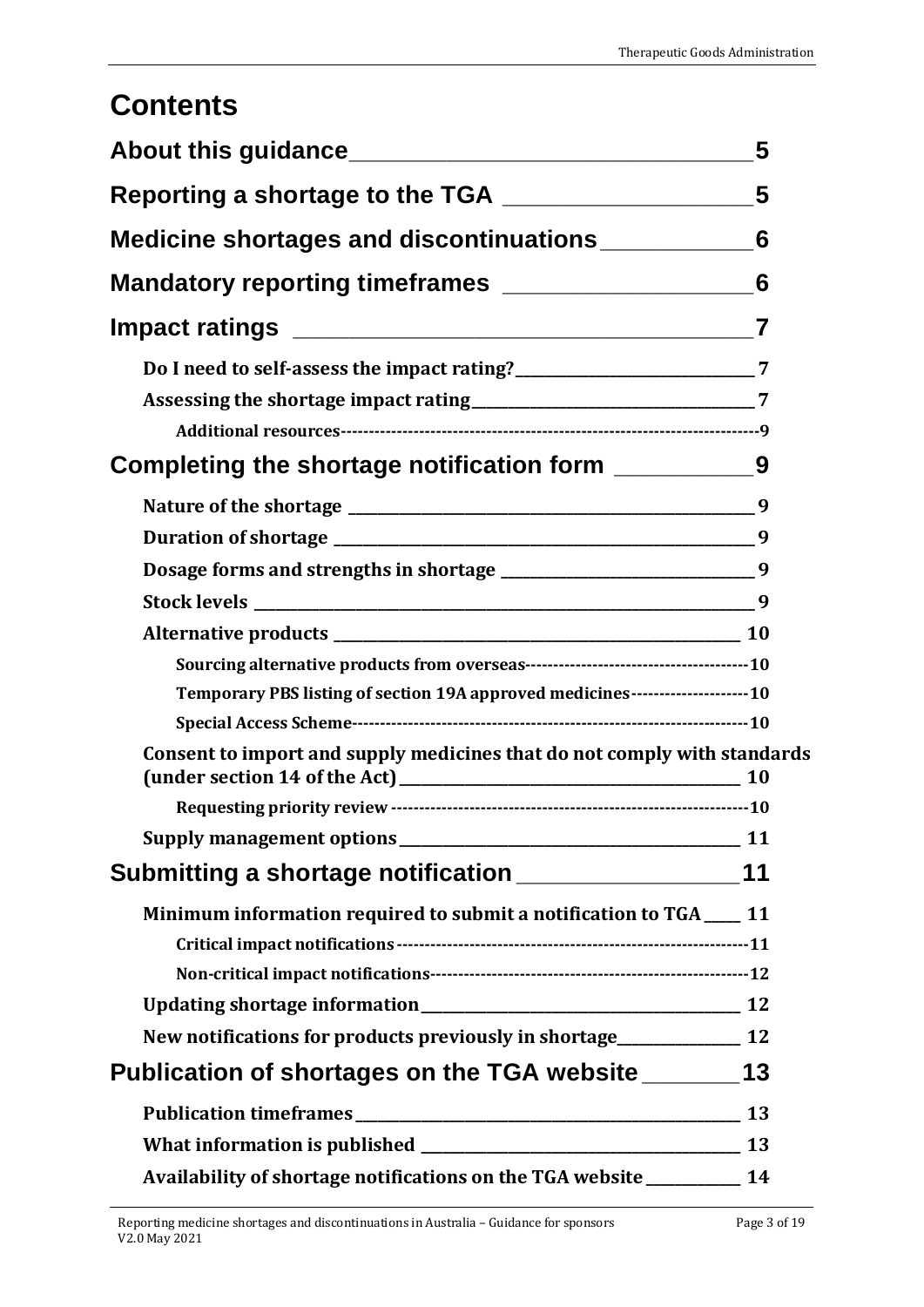# Contents

About this guidance 5

Reporting a shortage to the TGA 5

Medicine shortages and discontinuations 6

Mandatory reporting timeframes 6

Impact ratings 7

- Do I need to self-assess the impact rating? 7
- Assessing the shortage impact rating 7
  - Additional resources 9

Completing the shortage notification form 9

- Nature of the shortage 9
- Duration of shortage 9
- Dosage forms and strengths in shortage 9
- Stock levels 9
- Alternative products 10
  - Sourcing alternative products from overseas 10
  - Temporary PBS listing of section 19A approved medicines 10
  - Special Access Scheme 10
- Consent to import and supply medicines that do not comply with standards (under section 14 of the Act) 10
  - Requesting priority review 10
- Supply management options 11

Submitting a shortage notification 11

- Minimum information required to submit a notification to TGA 11
  - Critical impact notifications 11
  - Non-critical impact notifications 12
- Updating shortage information 12
- New notifications for products previously in shortage 12

Publication of shortages on the TGA website 13

- Publication timeframes 13
- What information is published 13
- Availability of shortage notifications on the TGA website 14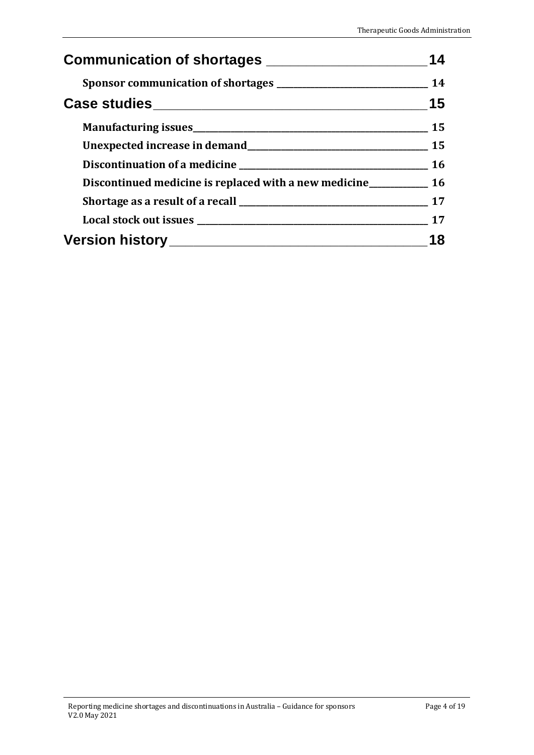Communication of shortages _____ 14

Sponsor communication of shortages _____ 14

Case studies _____ 15

Manufacturing issues _____ 15

Unexpected increase in demand _____ 15

Discontinuation of a medicine _____ 16

Discontinued medicine is replaced with a new medicine _____ 16

Shortage as a result of a recall _____ 17

Local stock out issues _____ 17

Version history _____ 18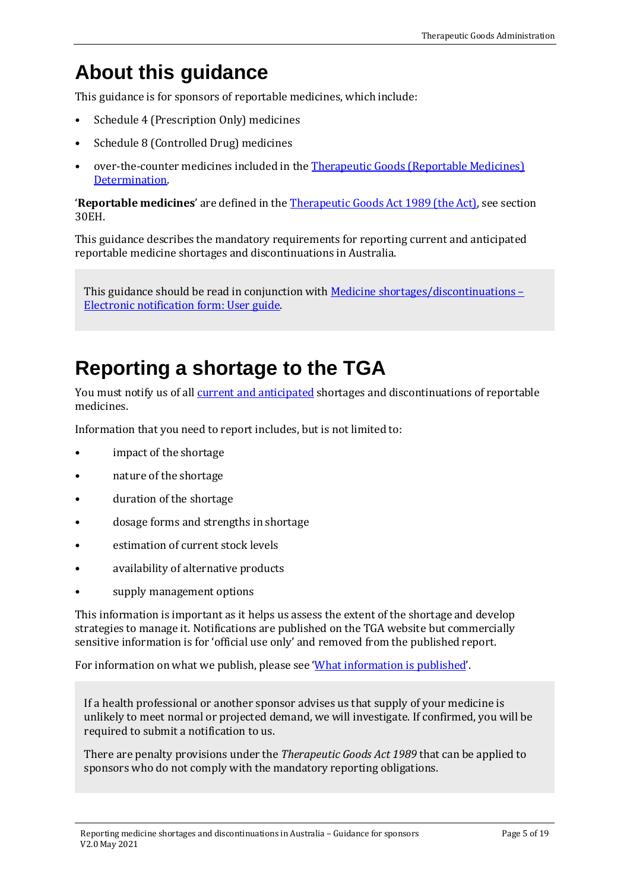# About this guidance

This guidance is for sponsors of reportable medicines, which include:

- Schedule 4 (Prescription Only) medicines
- Schedule 8 (Controlled Drug) medicines
- over-the-counter medicines included in the Therapeutic Goods (Reportable Medicines) Determination.

'**Reportable medicines**' are defined in the Therapeutic Goods Act 1989 (the Act), see section 30EH.

This guidance describes the mandatory requirements for reporting current and anticipated reportable medicine shortages and discontinuations in Australia.

> This guidance should be read in conjunction with Medicine shortages/discontinuations – Electronic notification form: User guide.

# Reporting a shortage to the TGA

You must notify us of all current and anticipated shortages and discontinuations of reportable medicines.

Information that you need to report includes, but is not limited to:

- impact of the shortage
- nature of the shortage
- duration of the shortage
- dosage forms and strengths in shortage
- estimation of current stock levels
- availability of alternative products
- supply management options

This information is important as it helps us assess the extent of the shortage and develop strategies to manage it. Notifications are published on the TGA website but commercially sensitive information is for 'official use only' and removed from the published report.

For information on what we publish, please see 'What information is published'.

> If a health professional or another sponsor advises us that supply of your medicine is unlikely to meet normal or projected demand, we will investigate. If confirmed, you will be required to submit a notification to us.
>
> There are penalty provisions under the *Therapeutic Goods Act 1989* that can be applied to sponsors who do not comply with the mandatory reporting obligations.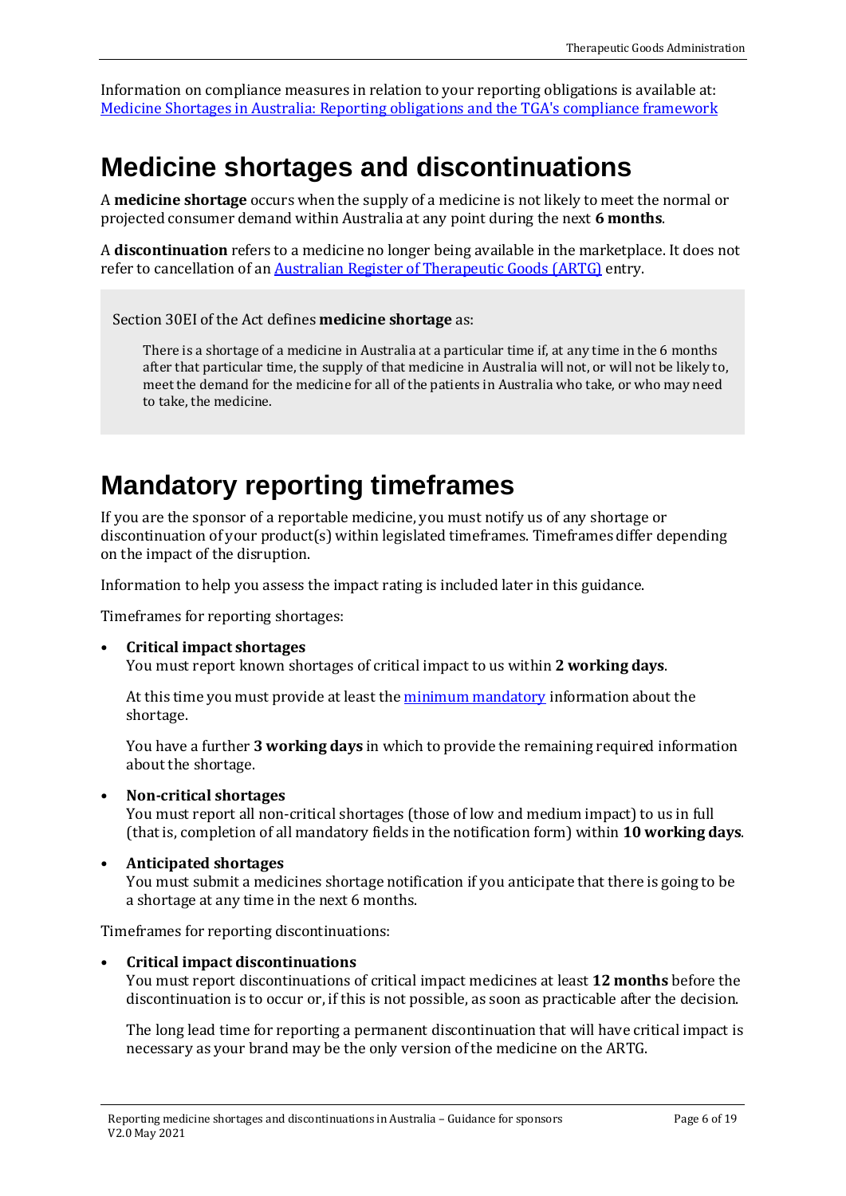Information on compliance measures in relation to your reporting obligations is available at: [Medicine Shortages in Australia: Reporting obligations and the TGA's compliance framework]

# Medicine shortages and discontinuations

A **medicine shortage** occurs when the supply of a medicine is not likely to meet the normal or projected consumer demand within Australia at any point during the next **6 months**.

A **discontinuation** refers to a medicine no longer being available in the marketplace. It does not refer to cancellation of an [Australian Register of Therapeutic Goods (ARTG)] entry.

> Section 30EI of the Act defines **medicine shortage** as:
>
> > There is a shortage of a medicine in Australia at a particular time if, at any time in the 6 months after that particular time, the supply of that medicine in Australia will not, or will not be likely to, meet the demand for the medicine for all of the patients in Australia who take, or who may need to take, the medicine.

# Mandatory reporting timeframes

If you are the sponsor of a reportable medicine, you must notify us of any shortage or discontinuation of your product(s) within legislated timeframes. Timeframes differ depending on the impact of the disruption.

Information to help you assess the impact rating is included later in this guidance.

Timeframes for reporting shortages:

- **Critical impact shortages**
  You must report known shortages of critical impact to us within **2 working days**.

  At this time you must provide at least the [minimum mandatory] information about the shortage.

  You have a further **3 working days** in which to provide the remaining required information about the shortage.

- **Non-critical shortages**
  You must report all non-critical shortages (those of low and medium impact) to us in full (that is, completion of all mandatory fields in the notification form) within **10 working days**.

- **Anticipated shortages**
  You must submit a medicines shortage notification if you anticipate that there is going to be a shortage at any time in the next 6 months.

Timeframes for reporting discontinuations:

- **Critical impact discontinuations**
  You must report discontinuations of critical impact medicines at least **12 months** before the discontinuation is to occur or, if this is not possible, as soon as practicable after the decision.

  The long lead time for reporting a permanent discontinuation that will have critical impact is necessary as your brand may be the only version of the medicine on the ARTG.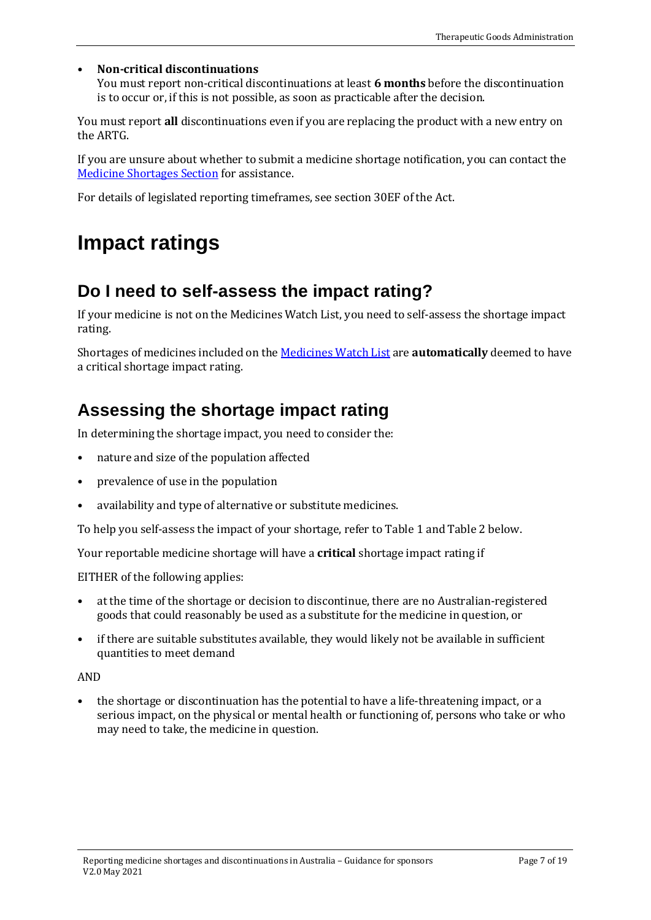- **Non-critical discontinuations**
  You must report non-critical discontinuations at least **6 months** before the discontinuation is to occur or, if this is not possible, as soon as practicable after the decision.

You must report **all** discontinuations even if you are replacing the product with a new entry on the ARTG.

If you are unsure about whether to submit a medicine shortage notification, you can contact the Medicine Shortages Section for assistance.

For details of legislated reporting timeframes, see section 30EF of the Act.

# Impact ratings

## Do I need to self-assess the impact rating?

If your medicine is not on the Medicines Watch List, you need to self-assess the shortage impact rating.

Shortages of medicines included on the Medicines Watch List are **automatically** deemed to have a critical shortage impact rating.

## Assessing the shortage impact rating

In determining the shortage impact, you need to consider the:

- nature and size of the population affected
- prevalence of use in the population
- availability and type of alternative or substitute medicines.

To help you self-assess the impact of your shortage, refer to Table 1 and Table 2 below.

Your reportable medicine shortage will have a **critical** shortage impact rating if

EITHER of the following applies:

- at the time of the shortage or decision to discontinue, there are no Australian-registered goods that could reasonably be used as a substitute for the medicine in question, or
- if there are suitable substitutes available, they would likely not be available in sufficient quantities to meet demand

AND

- the shortage or discontinuation has the potential to have a life-threatening impact, or a serious impact, on the physical or mental health or functioning of, persons who take or who may need to take, the medicine in question.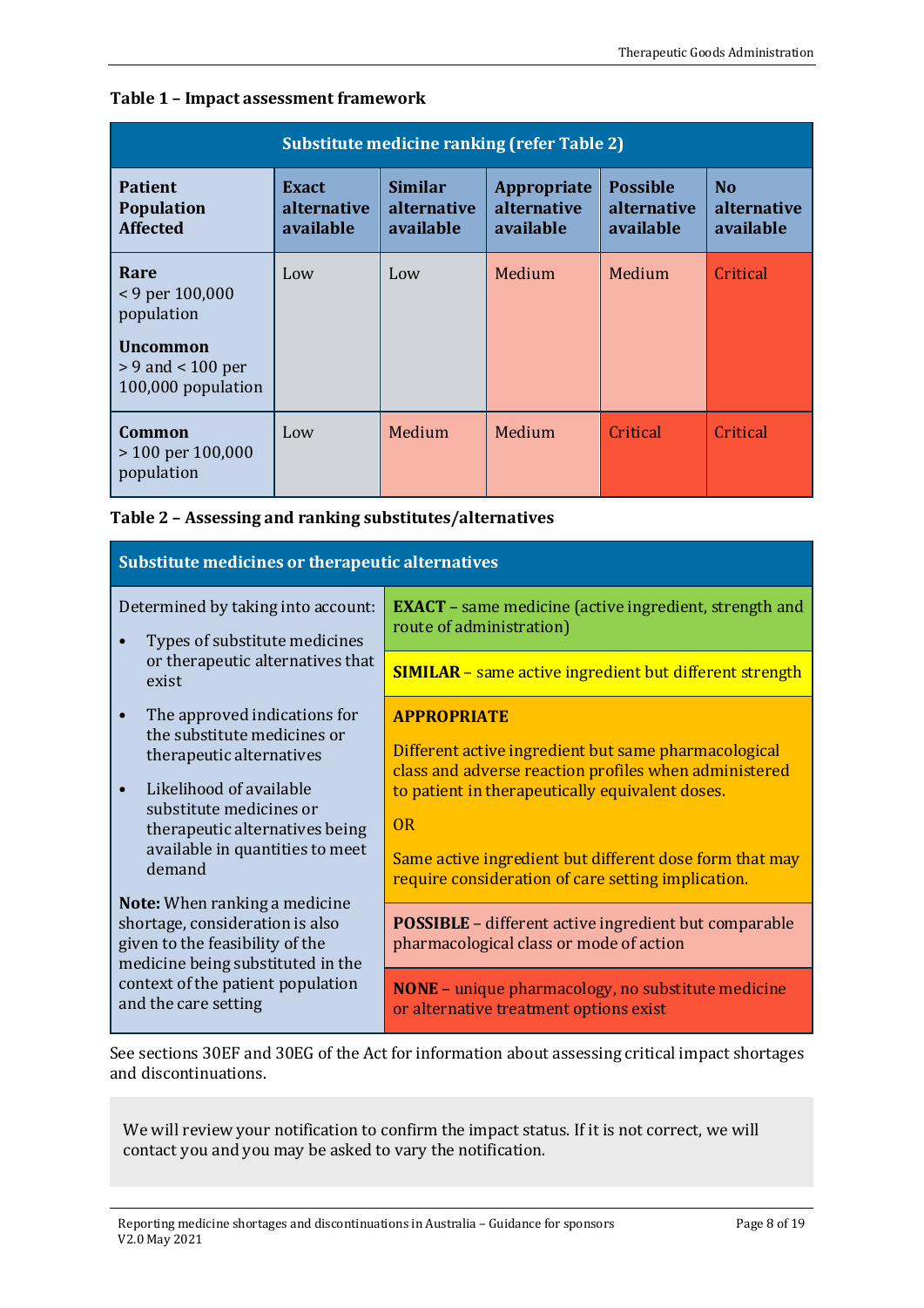**Table 1 – Impact assessment framework**

| | Substitute medicine ranking (refer Table 2) | | | | |
|---|---|---|---|---|---|
| **Patient Population Affected** | **Exact alternative available** | **Similar alternative available** | **Appropriate alternative available** | **Possible alternative available** | **No alternative available** |
| **Rare** < 9 per 100,000 population **Uncommon** > 9 and < 100 per 100,000 population | Low | Low | Medium | Medium | Critical |
| **Common** > 100 per 100,000 population | Low | Medium | Medium | Critical | Critical |

**Table 2 – Assessing and ranking substitutes/alternatives**

| Substitute medicines or therapeutic alternatives | |
|---|---|
| Determined by taking into account: • Types of substitute medicines or therapeutic alternatives that exist • The approved indications for the substitute medicines or therapeutic alternatives • Likelihood of available substitute medicines or therapeutic alternatives being available in quantities to meet demand **Note:** When ranking a medicine shortage, consideration is also given to the feasibility of the medicine being substituted in the context of the patient population and the care setting | **EXACT** – same medicine (active ingredient, strength and route of administration) |
| | **SIMILAR** – same active ingredient but different strength |
| | **APPROPRIATE** Different active ingredient but same pharmacological class and adverse reaction profiles when administered to patient in therapeutically equivalent doses. OR Same active ingredient but different dose form that may require consideration of care setting implication. |
| | **POSSIBLE** – different active ingredient but comparable pharmacological class or mode of action |
| | **NONE** – unique pharmacology, no substitute medicine or alternative treatment options exist |

See sections 30EF and 30EG of the Act for information about assessing critical impact shortages and discontinuations.

We will review your notification to confirm the impact status. If it is not correct, we will contact you and you may be asked to vary the notification.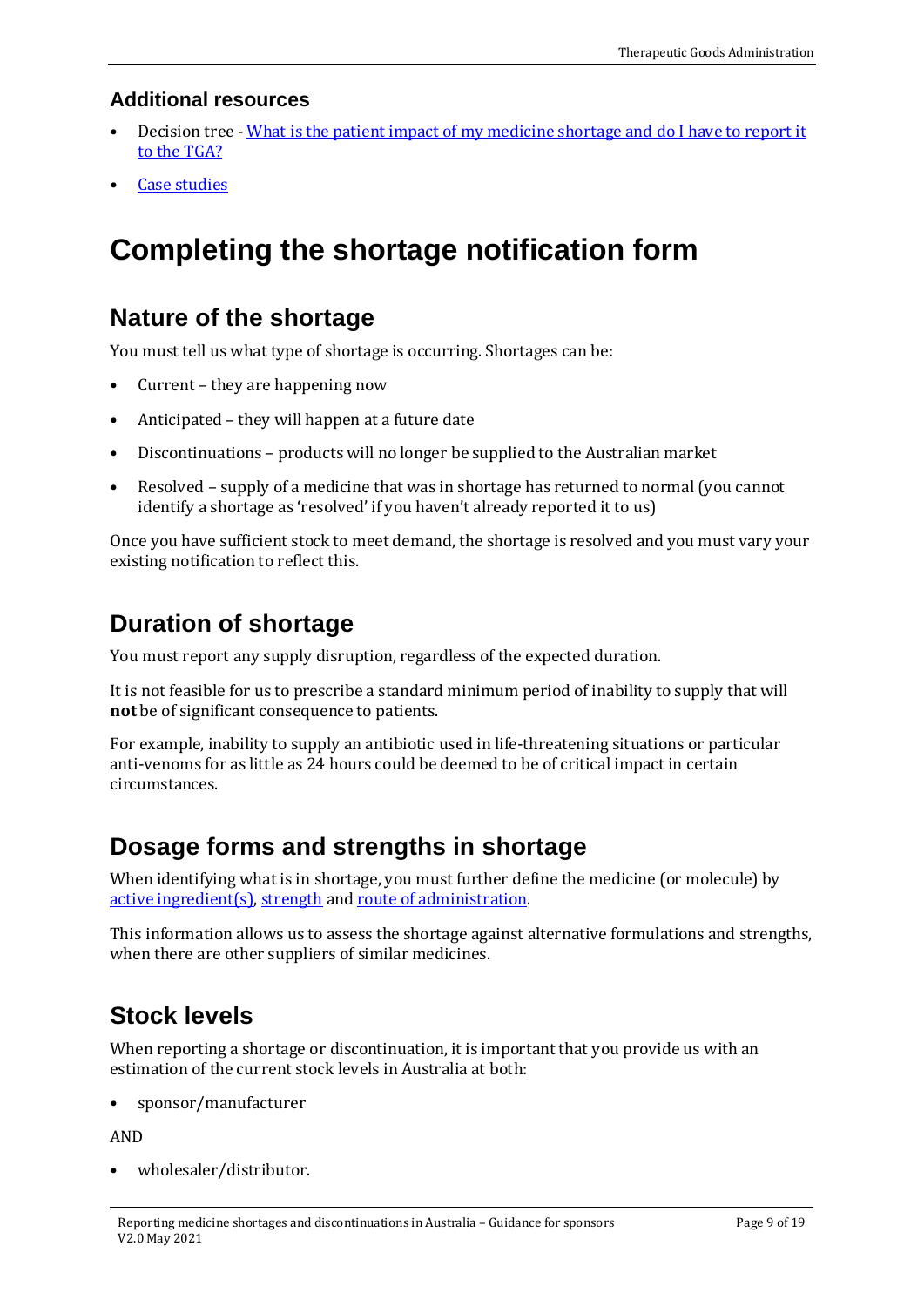### Additional resources

- Decision tree - What is the patient impact of my medicine shortage and do I have to report it to the TGA?
- Case studies

# Completing the shortage notification form

## Nature of the shortage

You must tell us what type of shortage is occurring. Shortages can be:

- Current – they are happening now
- Anticipated – they will happen at a future date
- Discontinuations – products will no longer be supplied to the Australian market
- Resolved – supply of a medicine that was in shortage has returned to normal (you cannot identify a shortage as 'resolved' if you haven't already reported it to us)

Once you have sufficient stock to meet demand, the shortage is resolved and you must vary your existing notification to reflect this.

## Duration of shortage

You must report any supply disruption, regardless of the expected duration.

It is not feasible for us to prescribe a standard minimum period of inability to supply that will **not** be of significant consequence to patients.

For example, inability to supply an antibiotic used in life-threatening situations or particular anti-venoms for as little as 24 hours could be deemed to be of critical impact in certain circumstances.

## Dosage forms and strengths in shortage

When identifying what is in shortage, you must further define the medicine (or molecule) by active ingredient(s), strength and route of administration.

This information allows us to assess the shortage against alternative formulations and strengths, when there are other suppliers of similar medicines.

## Stock levels

When reporting a shortage or discontinuation, it is important that you provide us with an estimation of the current stock levels in Australia at both:

- sponsor/manufacturer

AND

- wholesaler/distributor.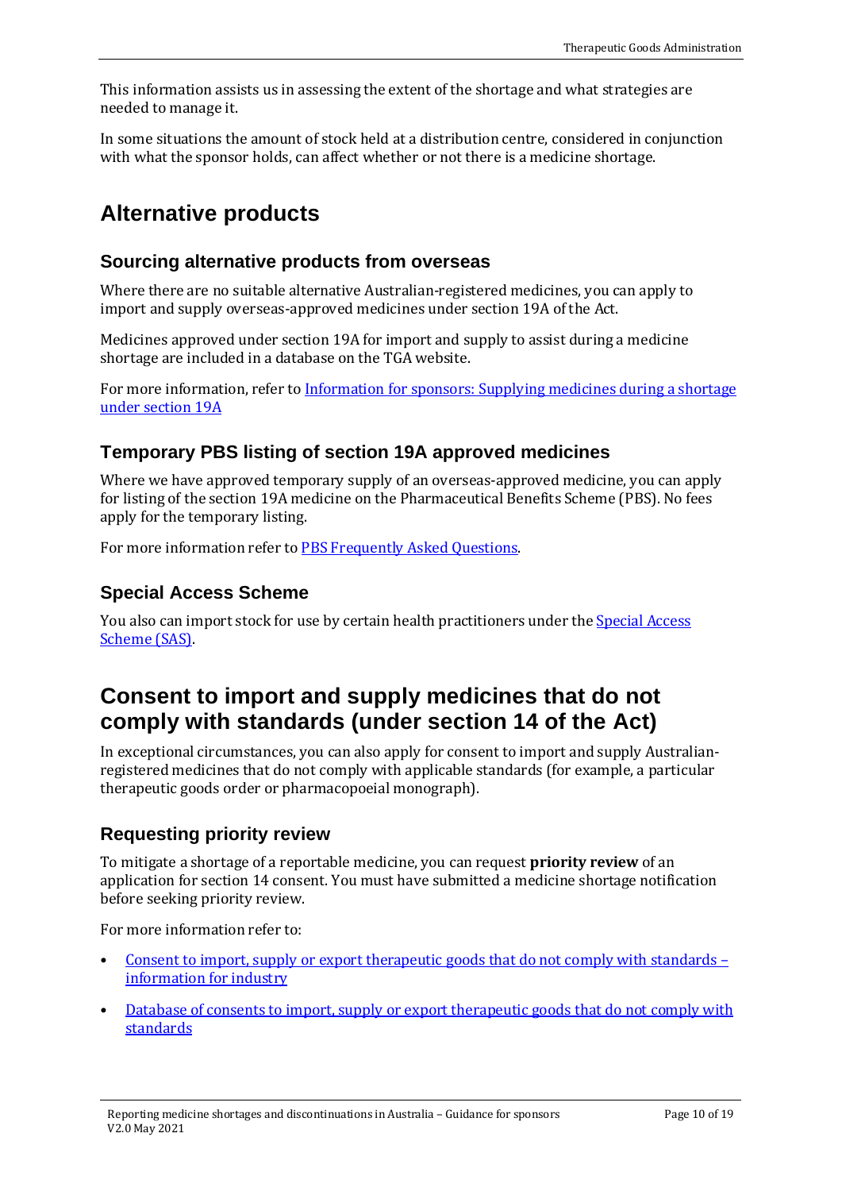This information assists us in assessing the extent of the shortage and what strategies are needed to manage it.

In some situations the amount of stock held at a distribution centre, considered in conjunction with what the sponsor holds, can affect whether or not there is a medicine shortage.

# Alternative products

## Sourcing alternative products from overseas

Where there are no suitable alternative Australian-registered medicines, you can apply to import and supply overseas-approved medicines under section 19A of the Act.

Medicines approved under section 19A for import and supply to assist during a medicine shortage are included in a database on the TGA website.

For more information, refer to Information for sponsors: Supplying medicines during a shortage under section 19A

## Temporary PBS listing of section 19A approved medicines

Where we have approved temporary supply of an overseas-approved medicine, you can apply for listing of the section 19A medicine on the Pharmaceutical Benefits Scheme (PBS). No fees apply for the temporary listing.

For more information refer to PBS Frequently Asked Questions.

## Special Access Scheme

You also can import stock for use by certain health practitioners under the Special Access Scheme (SAS).

# Consent to import and supply medicines that do not comply with standards (under section 14 of the Act)

In exceptional circumstances, you can also apply for consent to import and supply Australian-registered medicines that do not comply with applicable standards (for example, a particular therapeutic goods order or pharmacopoeial monograph).

## Requesting priority review

To mitigate a shortage of a reportable medicine, you can request **priority review** of an application for section 14 consent. You must have submitted a medicine shortage notification before seeking priority review.

For more information refer to:

- Consent to import, supply or export therapeutic goods that do not comply with standards – information for industry
- Database of consents to import, supply or export therapeutic goods that do not comply with standards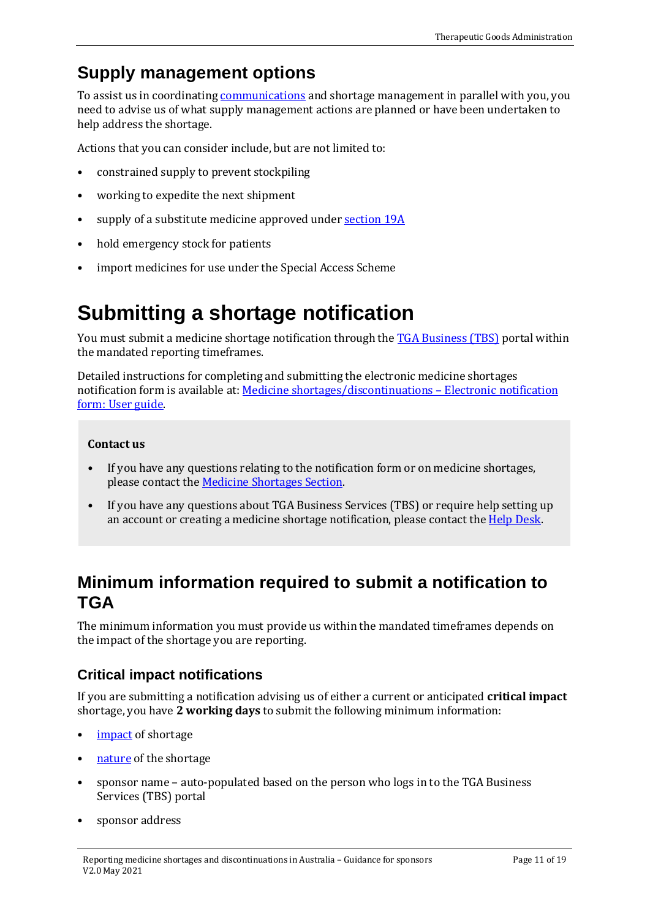## Supply management options

To assist us in coordinating communications and shortage management in parallel with you, you need to advise us of what supply management actions are planned or have been undertaken to help address the shortage.

Actions that you can consider include, but are not limited to:

- constrained supply to prevent stockpiling
- working to expedite the next shipment
- supply of a substitute medicine approved under section 19A
- hold emergency stock for patients
- import medicines for use under the Special Access Scheme

# Submitting a shortage notification

You must submit a medicine shortage notification through the TGA Business (TBS) portal within the mandated reporting timeframes.

Detailed instructions for completing and submitting the electronic medicine shortages notification form is available at: Medicine shortages/discontinuations – Electronic notification form: User guide.

**Contact us**

- If you have any questions relating to the notification form or on medicine shortages, please contact the Medicine Shortages Section.
- If you have any questions about TGA Business Services (TBS) or require help setting up an account or creating a medicine shortage notification, please contact the Help Desk.

## Minimum information required to submit a notification to TGA

The minimum information you must provide us within the mandated timeframes depends on the impact of the shortage you are reporting.

### Critical impact notifications

If you are submitting a notification advising us of either a current or anticipated **critical impact** shortage, you have **2 working days** to submit the following minimum information:

- impact of shortage
- nature of the shortage
- sponsor name – auto-populated based on the person who logs in to the TGA Business Services (TBS) portal
- sponsor address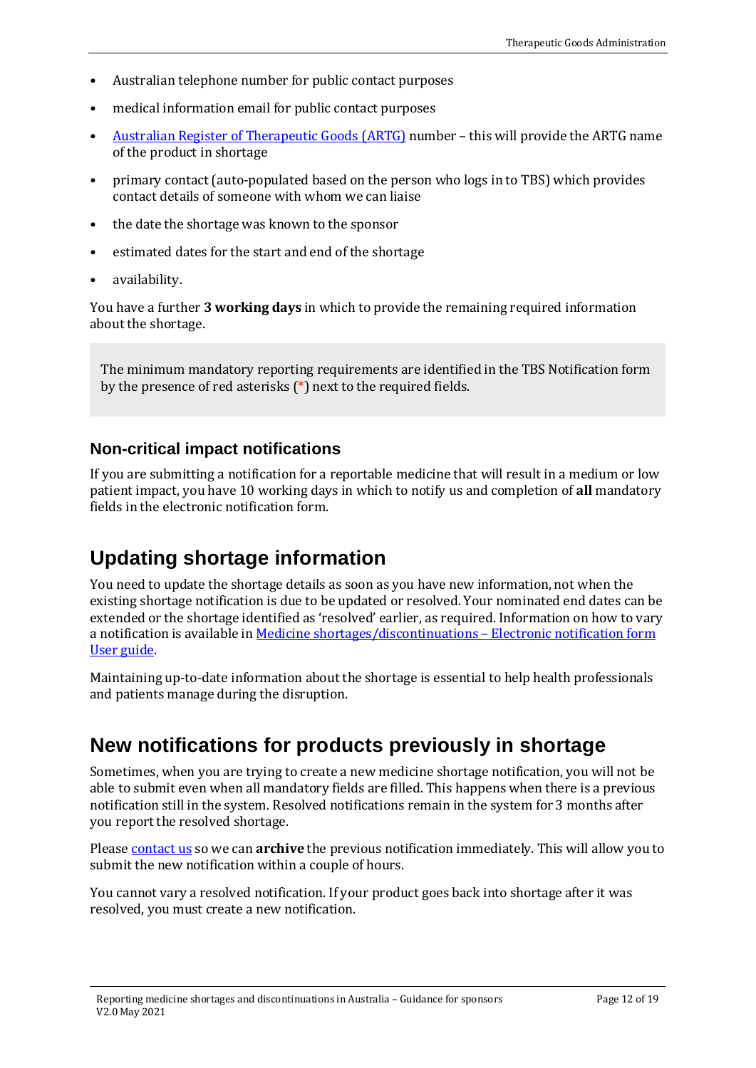- Australian telephone number for public contact purposes
- medical information email for public contact purposes
- [Australian Register of Therapeutic Goods (ARTG)](https://www.tga.gov.au) number – this will provide the ARTG name of the product in shortage
- primary contact (auto-populated based on the person who logs in to TBS) which provides contact details of someone with whom we can liaise
- the date the shortage was known to the sponsor
- estimated dates for the start and end of the shortage
- availability.

You have a further **3 working days** in which to provide the remaining required information about the shortage.

> The minimum mandatory reporting requirements are identified in the TBS Notification form by the presence of red asterisks (*) next to the required fields.

### Non-critical impact notifications

If you are submitting a notification for a reportable medicine that will result in a medium or low patient impact, you have 10 working days in which to notify us and completion of **all** mandatory fields in the electronic notification form.

## Updating shortage information

You need to update the shortage details as soon as you have new information, not when the existing shortage notification is due to be updated or resolved. Your nominated end dates can be extended or the shortage identified as 'resolved' earlier, as required. Information on how to vary a notification is available in Medicine shortages/discontinuations – Electronic notification form User guide.

Maintaining up-to-date information about the shortage is essential to help health professionals and patients manage during the disruption.

## New notifications for products previously in shortage

Sometimes, when you are trying to create a new medicine shortage notification, you will not be able to submit even when all mandatory fields are filled. This happens when there is a previous notification still in the system. Resolved notifications remain in the system for 3 months after you report the resolved shortage.

Please contact us so we can **archive** the previous notification immediately. This will allow you to submit the new notification within a couple of hours.

You cannot vary a resolved notification. If your product goes back into shortage after it was resolved, you must create a new notification.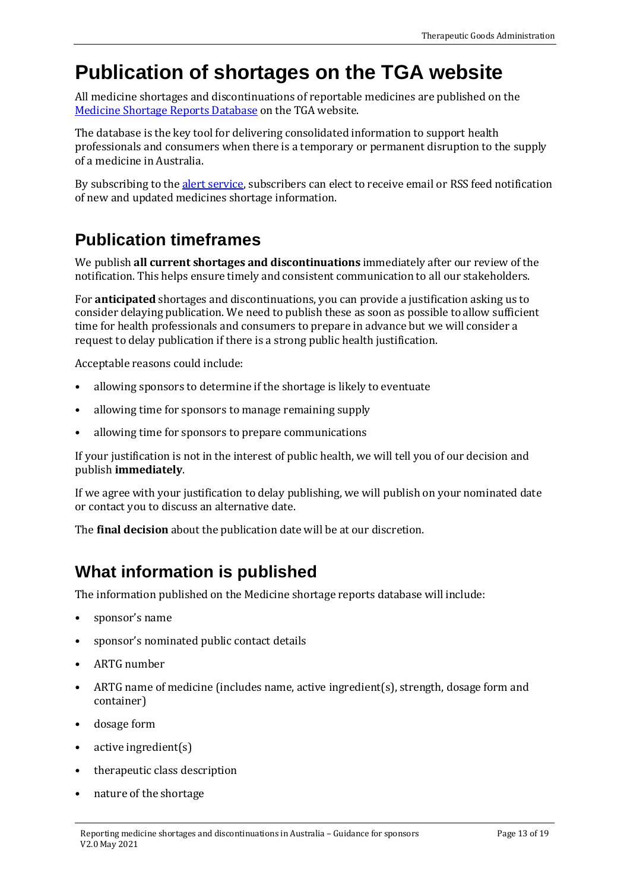# Publication of shortages on the TGA website

All medicine shortages and discontinuations of reportable medicines are published on the [Medicine Shortage Reports Database](#) on the TGA website.

The database is the key tool for delivering consolidated information to support health professionals and consumers when there is a temporary or permanent disruption to the supply of a medicine in Australia.

By subscribing to the [alert service](#), subscribers can elect to receive email or RSS feed notification of new and updated medicines shortage information.

## Publication timeframes

We publish **all current shortages and discontinuations** immediately after our review of the notification. This helps ensure timely and consistent communication to all our stakeholders.

For **anticipated** shortages and discontinuations, you can provide a justification asking us to consider delaying publication. We need to publish these as soon as possible to allow sufficient time for health professionals and consumers to prepare in advance but we will consider a request to delay publication if there is a strong public health justification.

Acceptable reasons could include:

- allowing sponsors to determine if the shortage is likely to eventuate
- allowing time for sponsors to manage remaining supply
- allowing time for sponsors to prepare communications

If your justification is not in the interest of public health, we will tell you of our decision and publish **immediately**.

If we agree with your justification to delay publishing, we will publish on your nominated date or contact you to discuss an alternative date.

The **final decision** about the publication date will be at our discretion.

## What information is published

The information published on the Medicine shortage reports database will include:

- sponsor's name
- sponsor's nominated public contact details
- ARTG number
- ARTG name of medicine (includes name, active ingredient(s), strength, dosage form and container)
- dosage form
- active ingredient(s)
- therapeutic class description
- nature of the shortage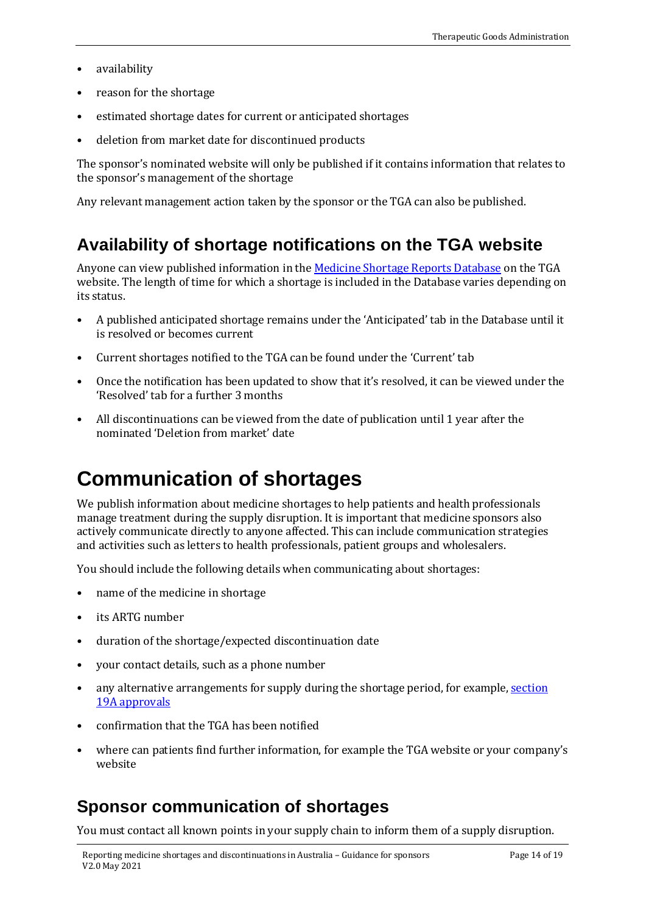- availability
- reason for the shortage
- estimated shortage dates for current or anticipated shortages
- deletion from market date for discontinued products

The sponsor's nominated website will only be published if it contains information that relates to the sponsor's management of the shortage

Any relevant management action taken by the sponsor or the TGA can also be published.

## Availability of shortage notifications on the TGA website

Anyone can view published information in the [Medicine Shortage Reports Database](https://apps.tga.gov.au/prod/MSI/search) on the TGA website. The length of time for which a shortage is included in the Database varies depending on its status.

- A published anticipated shortage remains under the 'Anticipated' tab in the Database until it is resolved or becomes current
- Current shortages notified to the TGA can be found under the 'Current' tab
- Once the notification has been updated to show that it's resolved, it can be viewed under the 'Resolved' tab for a further 3 months
- All discontinuations can be viewed from the date of publication until 1 year after the nominated 'Deletion from market' date

# Communication of shortages

We publish information about medicine shortages to help patients and health professionals manage treatment during the supply disruption. It is important that medicine sponsors also actively communicate directly to anyone affected. This can include communication strategies and activities such as letters to health professionals, patient groups and wholesalers.

You should include the following details when communicating about shortages:

- name of the medicine in shortage
- its ARTG number
- duration of the shortage/expected discontinuation date
- your contact details, such as a phone number
- any alternative arrangements for supply during the shortage period, for example, [section 19A approvals](https://www.tga.gov.au/section-19a-approvals)
- confirmation that the TGA has been notified
- where can patients find further information, for example the TGA website or your company's website

## Sponsor communication of shortages

You must contact all known points in your supply chain to inform them of a supply disruption.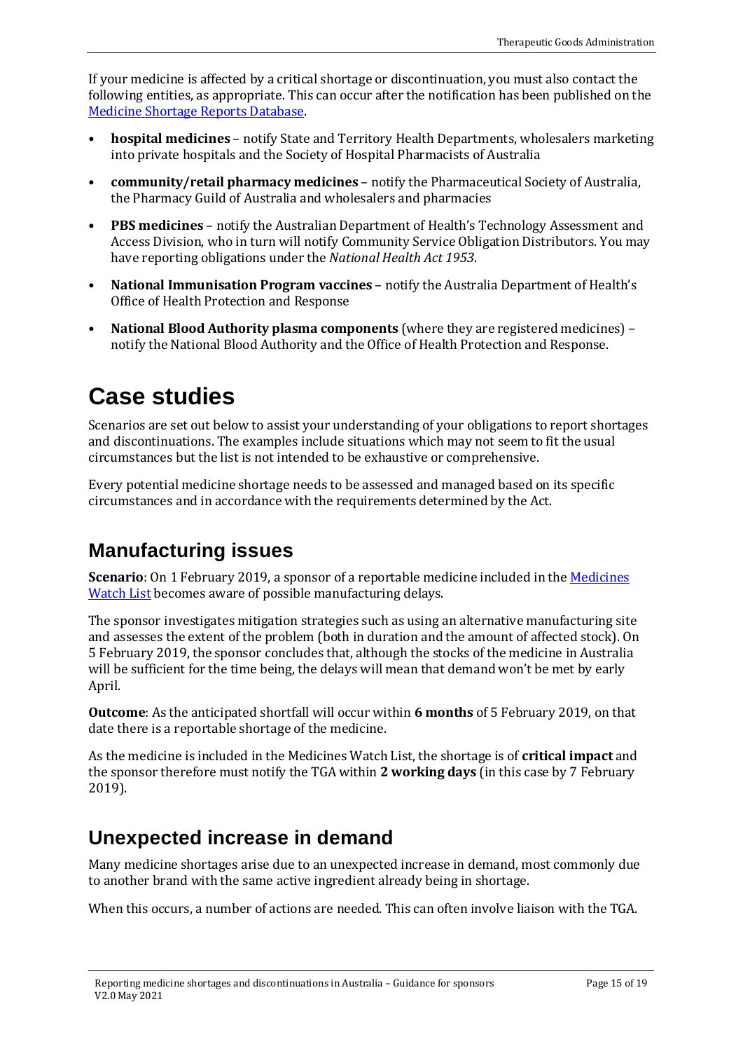If your medicine is affected by a critical shortage or discontinuation, you must also contact the following entities, as appropriate. This can occur after the notification has been published on the [Medicine Shortage Reports Database](#).

- **hospital medicines** – notify State and Territory Health Departments, wholesalers marketing into private hospitals and the Society of Hospital Pharmacists of Australia
- **community/retail pharmacy medicines** – notify the Pharmaceutical Society of Australia, the Pharmacy Guild of Australia and wholesalers and pharmacies
- **PBS medicines** – notify the Australian Department of Health's Technology Assessment and Access Division, who in turn will notify Community Service Obligation Distributors. You may have reporting obligations under the *National Health Act 1953*.
- **National Immunisation Program vaccines** – notify the Australia Department of Health's Office of Health Protection and Response
- **National Blood Authority plasma components** (where they are registered medicines) – notify the National Blood Authority and the Office of Health Protection and Response.

# Case studies

Scenarios are set out below to assist your understanding of your obligations to report shortages and discontinuations. The examples include situations which may not seem to fit the usual circumstances but the list is not intended to be exhaustive or comprehensive.

Every potential medicine shortage needs to be assessed and managed based on its specific circumstances and in accordance with the requirements determined by the Act.

## Manufacturing issues

**Scenario**: On 1 February 2019, a sponsor of a reportable medicine included in the [Medicines Watch List](#) becomes aware of possible manufacturing delays.

The sponsor investigates mitigation strategies such as using an alternative manufacturing site and assesses the extent of the problem (both in duration and the amount of affected stock). On 5 February 2019, the sponsor concludes that, although the stocks of the medicine in Australia will be sufficient for the time being, the delays will mean that demand won't be met by early April.

**Outcome**: As the anticipated shortfall will occur within **6 months** of 5 February 2019, on that date there is a reportable shortage of the medicine.

As the medicine is included in the Medicines Watch List, the shortage is of **critical impact** and the sponsor therefore must notify the TGA within **2 working days** (in this case by 7 February 2019).

## Unexpected increase in demand

Many medicine shortages arise due to an unexpected increase in demand, most commonly due to another brand with the same active ingredient already being in shortage.

When this occurs, a number of actions are needed. This can often involve liaison with the TGA.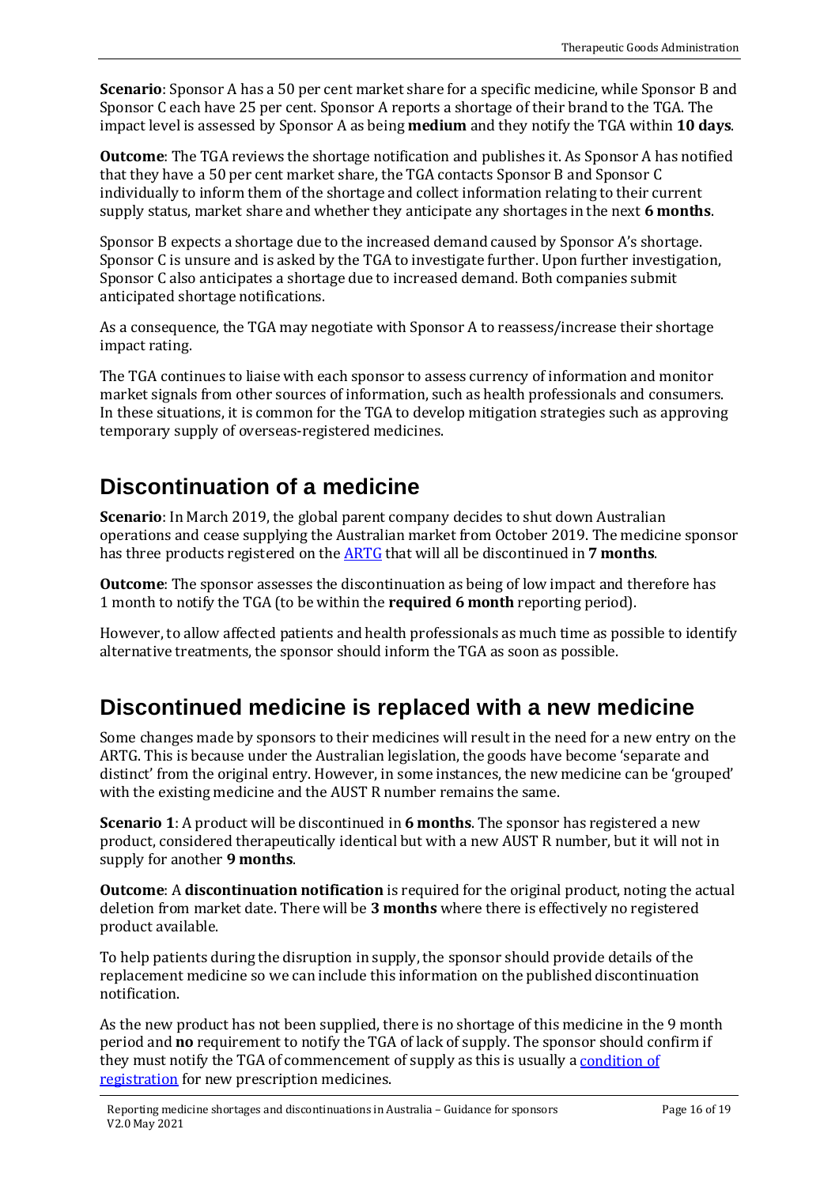**Scenario**: Sponsor A has a 50 per cent market share for a specific medicine, while Sponsor B and Sponsor C each have 25 per cent. Sponsor A reports a shortage of their brand to the TGA. The impact level is assessed by Sponsor A as being **medium** and they notify the TGA within **10 days**.

**Outcome**: The TGA reviews the shortage notification and publishes it. As Sponsor A has notified that they have a 50 per cent market share, the TGA contacts Sponsor B and Sponsor C individually to inform them of the shortage and collect information relating to their current supply status, market share and whether they anticipate any shortages in the next **6 months**.

Sponsor B expects a shortage due to the increased demand caused by Sponsor A's shortage. Sponsor C is unsure and is asked by the TGA to investigate further. Upon further investigation, Sponsor C also anticipates a shortage due to increased demand. Both companies submit anticipated shortage notifications.

As a consequence, the TGA may negotiate with Sponsor A to reassess/increase their shortage impact rating.

The TGA continues to liaise with each sponsor to assess currency of information and monitor market signals from other sources of information, such as health professionals and consumers. In these situations, it is common for the TGA to develop mitigation strategies such as approving temporary supply of overseas-registered medicines.

## Discontinuation of a medicine

**Scenario**: In March 2019, the global parent company decides to shut down Australian operations and cease supplying the Australian market from October 2019. The medicine sponsor has three products registered on the ARTG that will all be discontinued in **7 months**.

**Outcome**: The sponsor assesses the discontinuation as being of low impact and therefore has 1 month to notify the TGA (to be within the **required 6 month** reporting period).

However, to allow affected patients and health professionals as much time as possible to identify alternative treatments, the sponsor should inform the TGA as soon as possible.

## Discontinued medicine is replaced with a new medicine

Some changes made by sponsors to their medicines will result in the need for a new entry on the ARTG. This is because under the Australian legislation, the goods have become 'separate and distinct' from the original entry. However, in some instances, the new medicine can be 'grouped' with the existing medicine and the AUST R number remains the same.

**Scenario 1**: A product will be discontinued in **6 months**. The sponsor has registered a new product, considered therapeutically identical but with a new AUST R number, but it will not in supply for another **9 months**.

**Outcome**: A **discontinuation notification** is required for the original product, noting the actual deletion from market date. There will be **3 months** where there is effectively no registered product available.

To help patients during the disruption in supply, the sponsor should provide details of the replacement medicine so we can include this information on the published discontinuation notification.

As the new product has not been supplied, there is no shortage of this medicine in the 9 month period and **no** requirement to notify the TGA of lack of supply. The sponsor should confirm if they must notify the TGA of commencement of supply as this is usually a condition of registration for new prescription medicines.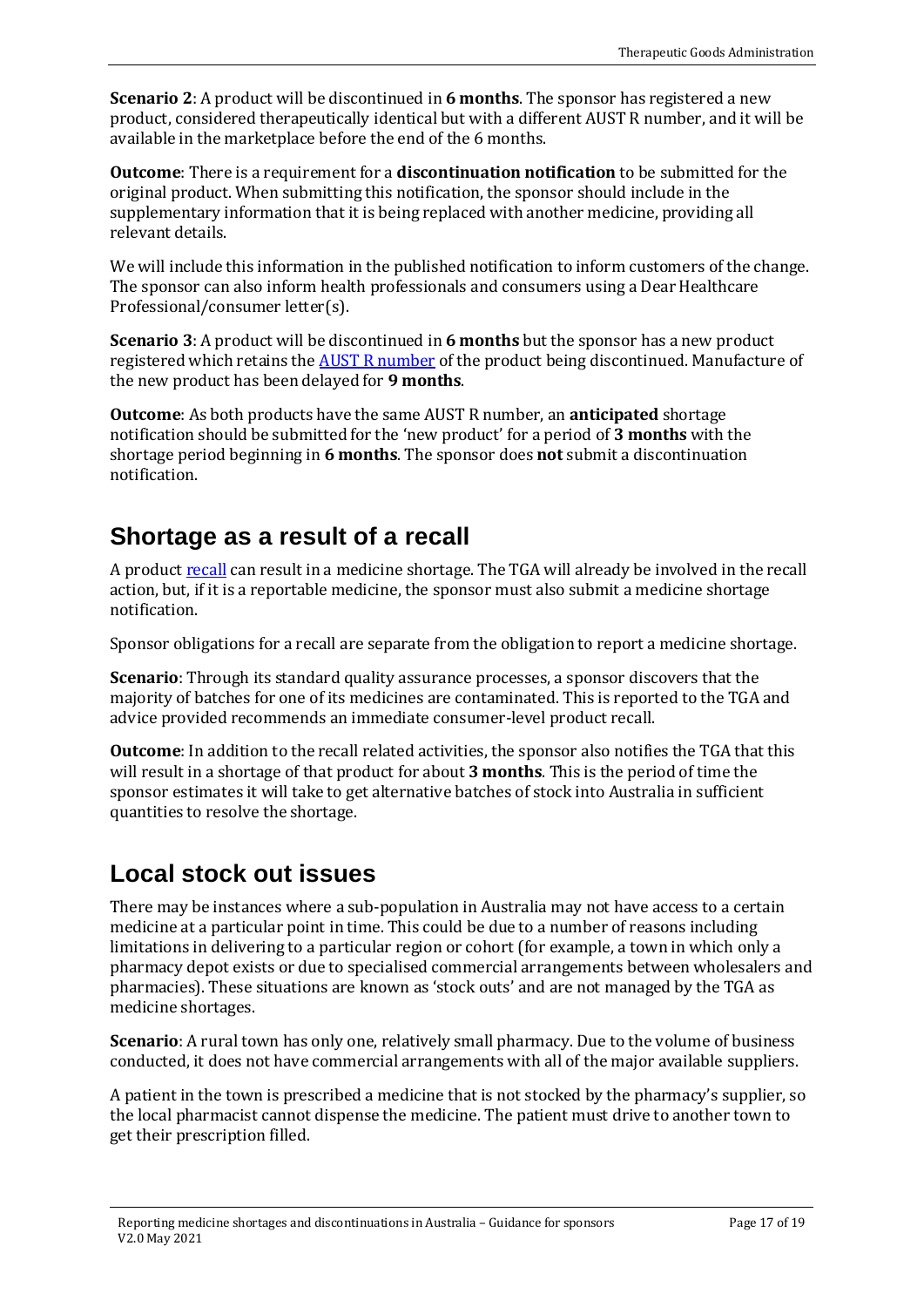**Scenario 2**: A product will be discontinued in **6 months**. The sponsor has registered a new product, considered therapeutically identical but with a different AUST R number, and it will be available in the marketplace before the end of the 6 months.

**Outcome**: There is a requirement for a **discontinuation notification** to be submitted for the original product. When submitting this notification, the sponsor should include in the supplementary information that it is being replaced with another medicine, providing all relevant details.

We will include this information in the published notification to inform customers of the change. The sponsor can also inform health professionals and consumers using a Dear Healthcare Professional/consumer letter(s).

**Scenario 3**: A product will be discontinued in **6 months** but the sponsor has a new product registered which retains the AUST R number of the product being discontinued. Manufacture of the new product has been delayed for **9 months**.

**Outcome**: As both products have the same AUST R number, an **anticipated** shortage notification should be submitted for the 'new product' for a period of **3 months** with the shortage period beginning in **6 months**. The sponsor does **not** submit a discontinuation notification.

## Shortage as a result of a recall

A product recall can result in a medicine shortage. The TGA will already be involved in the recall action, but, if it is a reportable medicine, the sponsor must also submit a medicine shortage notification.

Sponsor obligations for a recall are separate from the obligation to report a medicine shortage.

**Scenario**: Through its standard quality assurance processes, a sponsor discovers that the majority of batches for one of its medicines are contaminated. This is reported to the TGA and advice provided recommends an immediate consumer-level product recall.

**Outcome**: In addition to the recall related activities, the sponsor also notifies the TGA that this will result in a shortage of that product for about **3 months**. This is the period of time the sponsor estimates it will take to get alternative batches of stock into Australia in sufficient quantities to resolve the shortage.

## Local stock out issues

There may be instances where a sub-population in Australia may not have access to a certain medicine at a particular point in time. This could be due to a number of reasons including limitations in delivering to a particular region or cohort (for example, a town in which only a pharmacy depot exists or due to specialised commercial arrangements between wholesalers and pharmacies). These situations are known as 'stock outs' and are not managed by the TGA as medicine shortages.

**Scenario**: A rural town has only one, relatively small pharmacy. Due to the volume of business conducted, it does not have commercial arrangements with all of the major available suppliers.

A patient in the town is prescribed a medicine that is not stocked by the pharmacy's supplier, so the local pharmacist cannot dispense the medicine. The patient must drive to another town to get their prescription filled.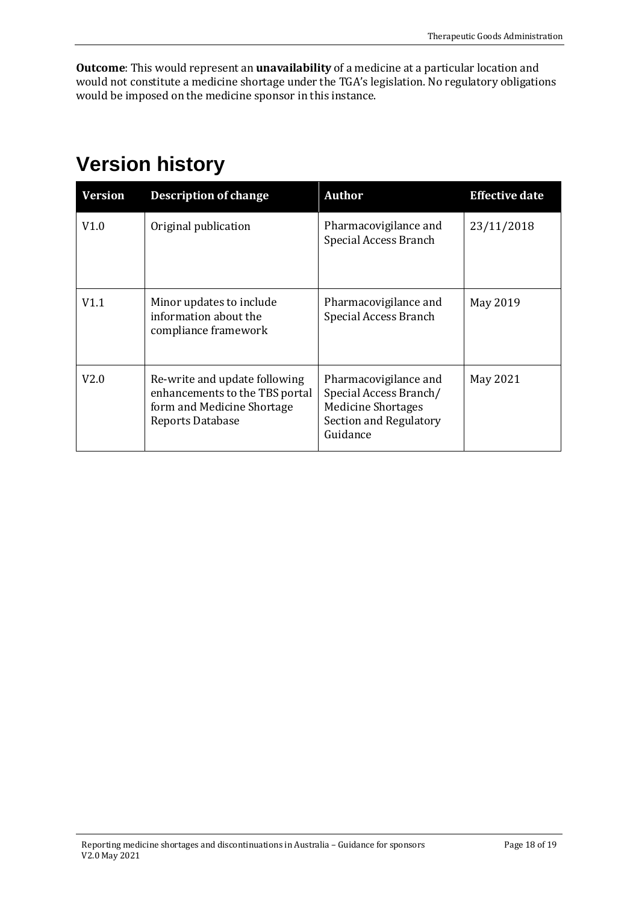**Outcome**: This would represent an **unavailability** of a medicine at a particular location and would not constitute a medicine shortage under the TGA's legislation. No regulatory obligations would be imposed on the medicine sponsor in this instance.

# Version history

| Version | Description of change | Author | Effective date |
|---|---|---|---|
| V1.0 | Original publication | Pharmacovigilance and Special Access Branch | 23/11/2018 |
| V1.1 | Minor updates to include information about the compliance framework | Pharmacovigilance and Special Access Branch | May 2019 |
| V2.0 | Re-write and update following enhancements to the TBS portal form and Medicine Shortage Reports Database | Pharmacovigilance and Special Access Branch/ Medicine Shortages Section and Regulatory Guidance | May 2021 |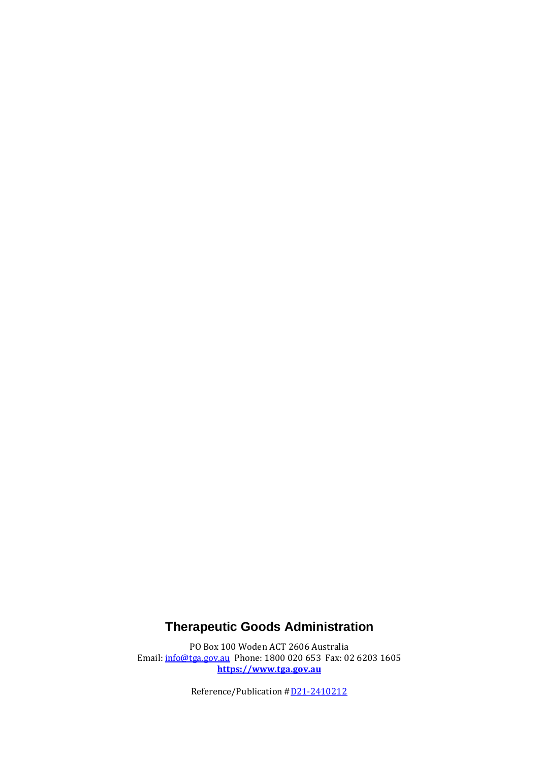## Therapeutic Goods Administration

PO Box 100 Woden ACT 2606 Australia
Email: info@tga.gov.au Phone: 1800 020 653 Fax: 02 6203 1605
**https://www.tga.gov.au**

Reference/Publication # D21-2410212